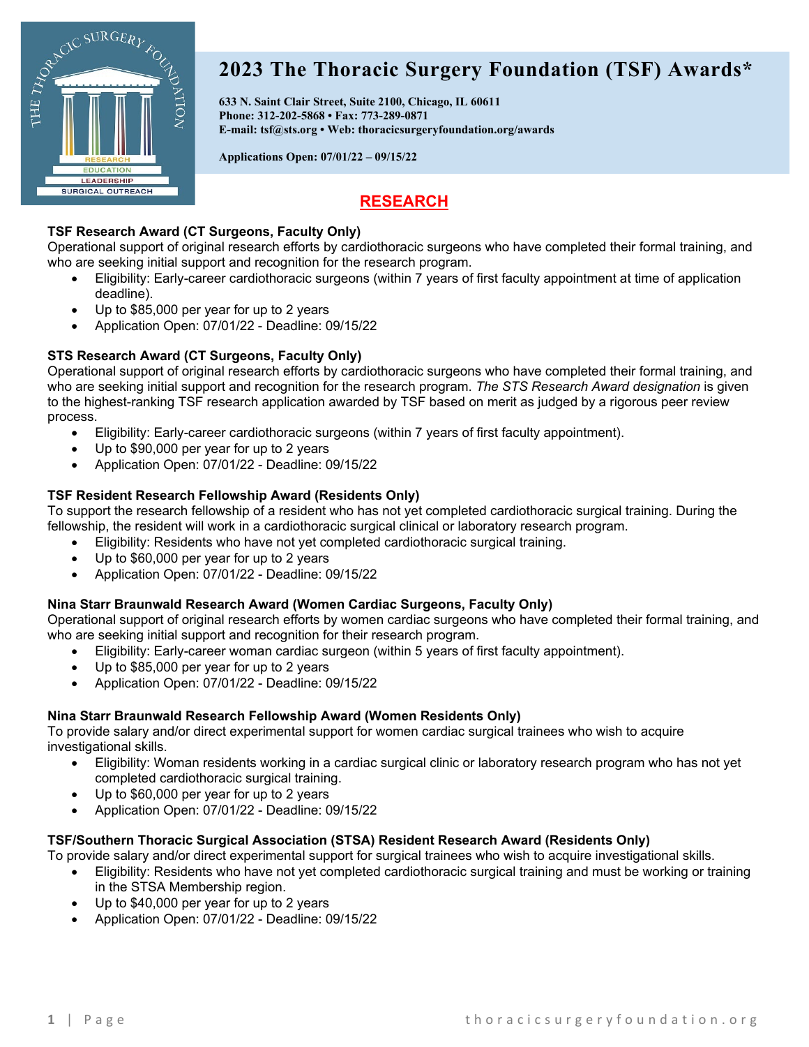# 2023 The Thoracic Surgery Foundation (TSF) Awards*

**633 N. Saint Clair Street, Suite 2100, Chicago, IL 60611**
**Phone: 312-202-5868 • Fax: 773-289-0871**
**E-mail: tsf@sts.org • Web: thoracicsurgeryfoundation.org/awards**

**Applications Open: 07/01/22 – 09/15/22**

## RESEARCH

### TSF Research Award (CT Surgeons, Faculty Only)

Operational support of original research efforts by cardiothoracic surgeons who have completed their formal training, and who are seeking initial support and recognition for the research program.

- Eligibility: Early-career cardiothoracic surgeons (within 7 years of first faculty appointment at time of application deadline).
- Up to $85,000 per year for up to 2 years
- Application Open: 07/01/22 - Deadline: 09/15/22

### STS Research Award (CT Surgeons, Faculty Only)

Operational support of original research efforts by cardiothoracic surgeons who have completed their formal training, and who are seeking initial support and recognition for the research program. *The STS Research Award designation* is given to the highest-ranking TSF research application awarded by TSF based on merit as judged by a rigorous peer review process.

- Eligibility: Early-career cardiothoracic surgeons (within 7 years of first faculty appointment).
- Up to $90,000 per year for up to 2 years
- Application Open: 07/01/22 - Deadline: 09/15/22

### TSF Resident Research Fellowship Award (Residents Only)

To support the research fellowship of a resident who has not yet completed cardiothoracic surgical training. During the fellowship, the resident will work in a cardiothoracic surgical clinical or laboratory research program.

- Eligibility: Residents who have not yet completed cardiothoracic surgical training.
- Up to $60,000 per year for up to 2 years
- Application Open: 07/01/22 - Deadline: 09/15/22

### Nina Starr Braunwald Research Award (Women Cardiac Surgeons, Faculty Only)

Operational support of original research efforts by women cardiac surgeons who have completed their formal training, and who are seeking initial support and recognition for their research program.

- Eligibility: Early-career woman cardiac surgeon (within 5 years of first faculty appointment).
- Up to $85,000 per year for up to 2 years
- Application Open: 07/01/22 - Deadline: 09/15/22

### Nina Starr Braunwald Research Fellowship Award (Women Residents Only)

To provide salary and/or direct experimental support for women cardiac surgical trainees who wish to acquire investigational skills.

- Eligibility: Woman residents working in a cardiac surgical clinic or laboratory research program who has not yet completed cardiothoracic surgical training.
- Up to $60,000 per year for up to 2 years
- Application Open: 07/01/22 - Deadline: 09/15/22

### TSF/Southern Thoracic Surgical Association (STSA) Resident Research Award (Residents Only)

To provide salary and/or direct experimental support for surgical trainees who wish to acquire investigational skills.

- Eligibility: Residents who have not yet completed cardiothoracic surgical training and must be working or training in the STSA Membership region.
- Up to $40,000 per year for up to 2 years
- Application Open: 07/01/22 - Deadline: 09/15/22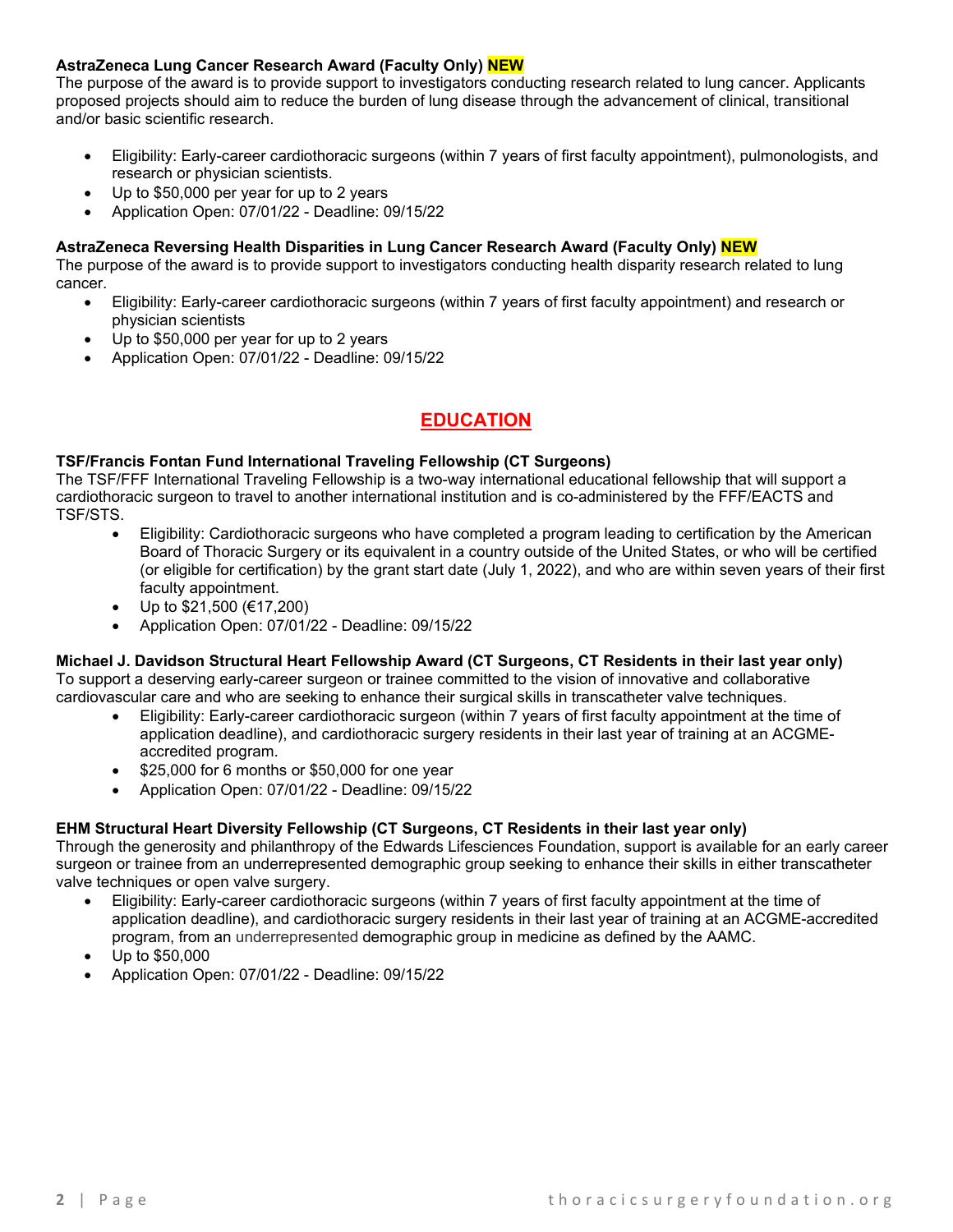**AstraZeneca Lung Cancer Research Award (Faculty Only) NEW**

The purpose of the award is to provide support to investigators conducting research related to lung cancer. Applicants proposed projects should aim to reduce the burden of lung disease through the advancement of clinical, transitional and/or basic scientific research.

- Eligibility: Early-career cardiothoracic surgeons (within 7 years of first faculty appointment), pulmonologists, and research or physician scientists.
- Up to $50,000 per year for up to 2 years
- Application Open: 07/01/22 - Deadline: 09/15/22

**AstraZeneca Reversing Health Disparities in Lung Cancer Research Award (Faculty Only) NEW**

The purpose of the award is to provide support to investigators conducting health disparity research related to lung cancer.

- Eligibility: Early-career cardiothoracic surgeons (within 7 years of first faculty appointment) and research or physician scientists
- Up to $50,000 per year for up to 2 years
- Application Open: 07/01/22 - Deadline: 09/15/22

## EDUCATION

**TSF/Francis Fontan Fund International Traveling Fellowship (CT Surgeons)**

The TSF/FFF International Traveling Fellowship is a two-way international educational fellowship that will support a cardiothoracic surgeon to travel to another international institution and is co-administered by the FFF/EACTS and TSF/STS.

- Eligibility: Cardiothoracic surgeons who have completed a program leading to certification by the American Board of Thoracic Surgery or its equivalent in a country outside of the United States, or who will be certified (or eligible for certification) by the grant start date (July 1, 2022), and who are within seven years of their first faculty appointment.
- Up to $21,500 (€17,200)
- Application Open: 07/01/22 - Deadline: 09/15/22

**Michael J. Davidson Structural Heart Fellowship Award (CT Surgeons, CT Residents in their last year only)**

To support a deserving early-career surgeon or trainee committed to the vision of innovative and collaborative cardiovascular care and who are seeking to enhance their surgical skills in transcatheter valve techniques.

- Eligibility: Early-career cardiothoracic surgeon (within 7 years of first faculty appointment at the time of application deadline), and cardiothoracic surgery residents in their last year of training at an ACGME-accredited program.
- $25,000 for 6 months or $50,000 for one year
- Application Open: 07/01/22 - Deadline: 09/15/22

**EHM Structural Heart Diversity Fellowship (CT Surgeons, CT Residents in their last year only)**

Through the generosity and philanthropy of the Edwards Lifesciences Foundation, support is available for an early career surgeon or trainee from an underrepresented demographic group seeking to enhance their skills in either transcatheter valve techniques or open valve surgery.

- Eligibility: Early-career cardiothoracic surgeons (within 7 years of first faculty appointment at the time of application deadline), and cardiothoracic surgery residents in their last year of training at an ACGME-accredited program, from an underrepresented demographic group in medicine as defined by the AAMC.
- Up to $50,000
- Application Open: 07/01/22 - Deadline: 09/15/22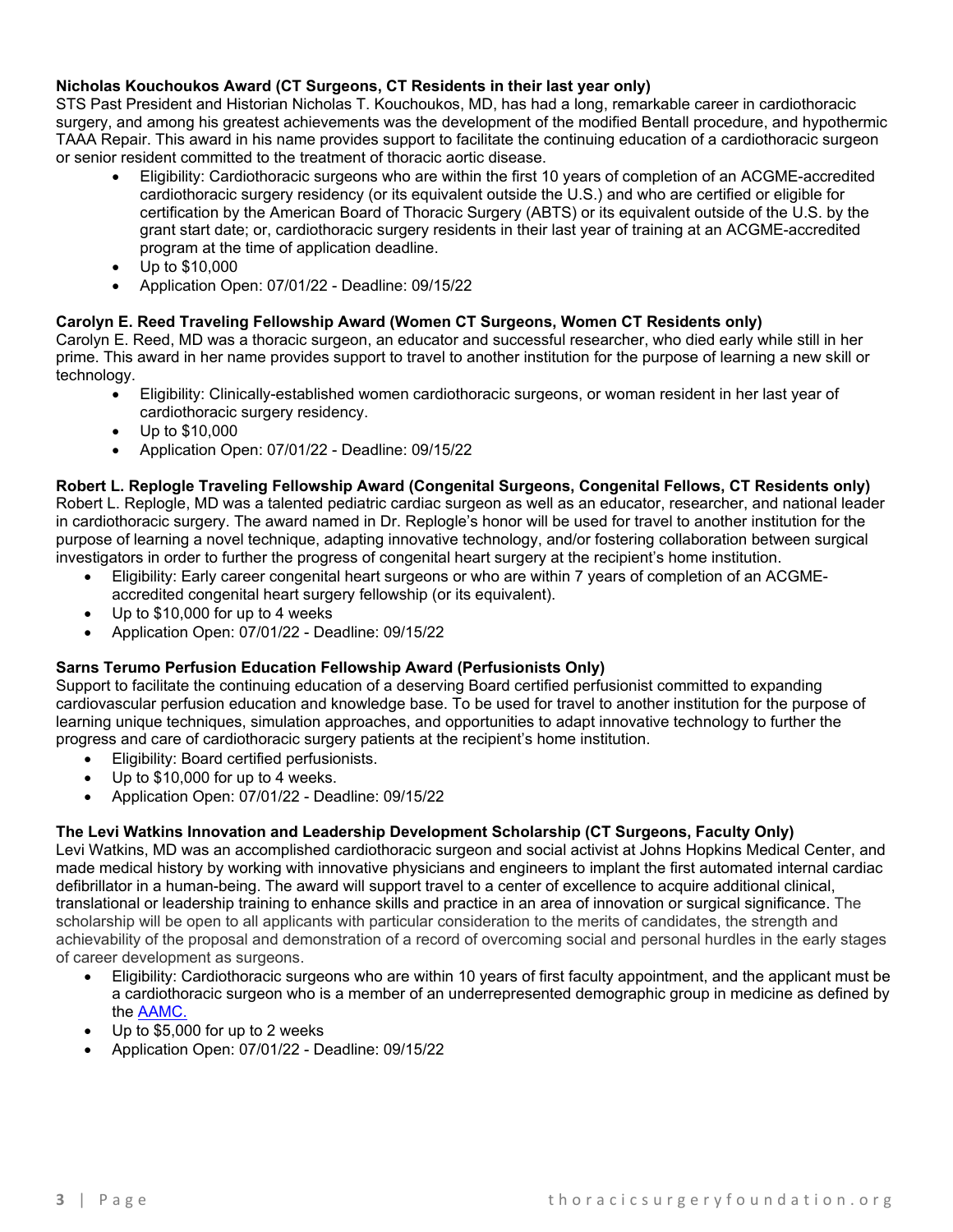**Nicholas Kouchoukos Award (CT Surgeons, CT Residents in their last year only)**

STS Past President and Historian Nicholas T. Kouchoukos, MD, has had a long, remarkable career in cardiothoracic surgery, and among his greatest achievements was the development of the modified Bentall procedure, and hypothermic TAAA Repair. This award in his name provides support to facilitate the continuing education of a cardiothoracic surgeon or senior resident committed to the treatment of thoracic aortic disease.

- Eligibility: Cardiothoracic surgeons who are within the first 10 years of completion of an ACGME-accredited cardiothoracic surgery residency (or its equivalent outside the U.S.) and who are certified or eligible for certification by the American Board of Thoracic Surgery (ABTS) or its equivalent outside of the U.S. by the grant start date; or, cardiothoracic surgery residents in their last year of training at an ACGME-accredited program at the time of application deadline.
- Up to $10,000
- Application Open: 07/01/22 - Deadline: 09/15/22

**Carolyn E. Reed Traveling Fellowship Award (Women CT Surgeons, Women CT Residents only)**

Carolyn E. Reed, MD was a thoracic surgeon, an educator and successful researcher, who died early while still in her prime. This award in her name provides support to travel to another institution for the purpose of learning a new skill or technology.

- Eligibility: Clinically-established women cardiothoracic surgeons, or woman resident in her last year of cardiothoracic surgery residency.
- Up to $10,000
- Application Open: 07/01/22 - Deadline: 09/15/22

**Robert L. Replogle Traveling Fellowship Award (Congenital Surgeons, Congenital Fellows, CT Residents only)**

Robert L. Replogle, MD was a talented pediatric cardiac surgeon as well as an educator, researcher, and national leader in cardiothoracic surgery. The award named in Dr. Replogle's honor will be used for travel to another institution for the purpose of learning a novel technique, adapting innovative technology, and/or fostering collaboration between surgical investigators in order to further the progress of congenital heart surgery at the recipient's home institution.

- Eligibility: Early career congenital heart surgeons or who are within 7 years of completion of an ACGME-accredited congenital heart surgery fellowship (or its equivalent).
- Up to $10,000 for up to 4 weeks
- Application Open: 07/01/22 - Deadline: 09/15/22

**Sarns Terumo Perfusion Education Fellowship Award (Perfusionists Only)**

Support to facilitate the continuing education of a deserving Board certified perfusionist committed to expanding cardiovascular perfusion education and knowledge base. To be used for travel to another institution for the purpose of learning unique techniques, simulation approaches, and opportunities to adapt innovative technology to further the progress and care of cardiothoracic surgery patients at the recipient's home institution.

- Eligibility: Board certified perfusionists.
- Up to $10,000 for up to 4 weeks.
- Application Open: 07/01/22 - Deadline: 09/15/22

**The Levi Watkins Innovation and Leadership Development Scholarship (CT Surgeons, Faculty Only)**

Levi Watkins, MD was an accomplished cardiothoracic surgeon and social activist at Johns Hopkins Medical Center, and made medical history by working with innovative physicians and engineers to implant the first automated internal cardiac defibrillator in a human-being. The award will support travel to a center of excellence to acquire additional clinical, translational or leadership training to enhance skills and practice in an area of innovation or surgical significance. The scholarship will be open to all applicants with particular consideration to the merits of candidates, the strength and achievability of the proposal and demonstration of a record of overcoming social and personal hurdles in the early stages of career development as surgeons.

- Eligibility: Cardiothoracic surgeons who are within 10 years of first faculty appointment, and the applicant must be a cardiothoracic surgeon who is a member of an underrepresented demographic group in medicine as defined by the AAMC.
- Up to $5,000 for up to 2 weeks
- Application Open: 07/01/22 - Deadline: 09/15/22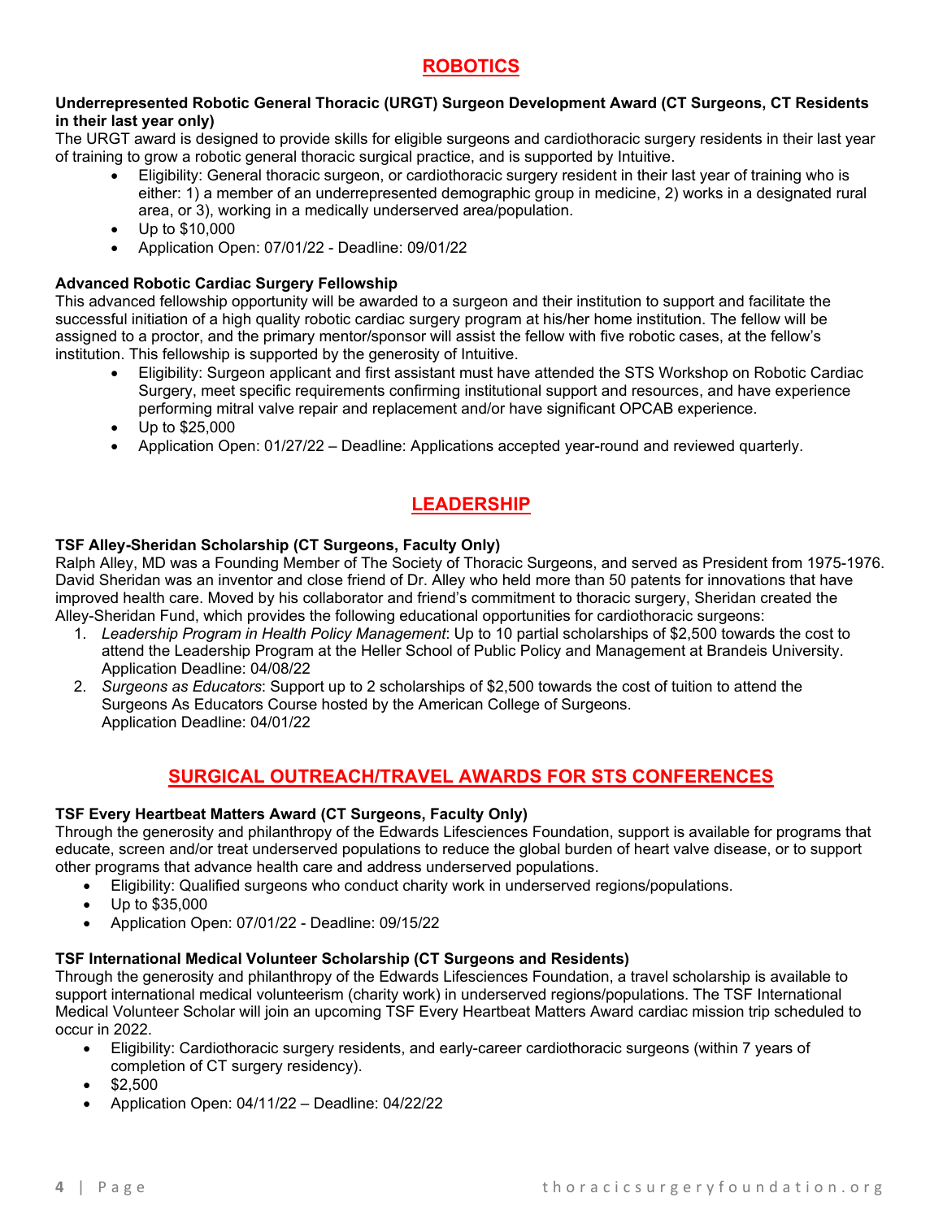## ROBOTICS

**Underrepresented Robotic General Thoracic (URGT) Surgeon Development Award (CT Surgeons, CT Residents in their last year only)**

The URGT award is designed to provide skills for eligible surgeons and cardiothoracic surgery residents in their last year of training to grow a robotic general thoracic surgical practice, and is supported by Intuitive.

- Eligibility: General thoracic surgeon, or cardiothoracic surgery resident in their last year of training who is either: 1) a member of an underrepresented demographic group in medicine, 2) works in a designated rural area, or 3), working in a medically underserved area/population.
- Up to $10,000
- Application Open: 07/01/22 - Deadline: 09/01/22

**Advanced Robotic Cardiac Surgery Fellowship**

This advanced fellowship opportunity will be awarded to a surgeon and their institution to support and facilitate the successful initiation of a high quality robotic cardiac surgery program at his/her home institution. The fellow will be assigned to a proctor, and the primary mentor/sponsor will assist the fellow with five robotic cases, at the fellow's institution. This fellowship is supported by the generosity of Intuitive.

- Eligibility: Surgeon applicant and first assistant must have attended the STS Workshop on Robotic Cardiac Surgery, meet specific requirements confirming institutional support and resources, and have experience performing mitral valve repair and replacement and/or have significant OPCAB experience.
- Up to $25,000
- Application Open: 01/27/22 – Deadline: Applications accepted year-round and reviewed quarterly.

## LEADERSHIP

**TSF Alley-Sheridan Scholarship (CT Surgeons, Faculty Only)**

Ralph Alley, MD was a Founding Member of The Society of Thoracic Surgeons, and served as President from 1975-1976. David Sheridan was an inventor and close friend of Dr. Alley who held more than 50 patents for innovations that have improved health care. Moved by his collaborator and friend's commitment to thoracic surgery, Sheridan created the Alley-Sheridan Fund, which provides the following educational opportunities for cardiothoracic surgeons:

1. *Leadership Program in Health Policy Management*: Up to 10 partial scholarships of $2,500 towards the cost to attend the Leadership Program at the Heller School of Public Policy and Management at Brandeis University. Application Deadline: 04/08/22
2. *Surgeons as Educators*: Support up to 2 scholarships of $2,500 towards the cost of tuition to attend the Surgeons As Educators Course hosted by the American College of Surgeons. Application Deadline: 04/01/22

## SURGICAL OUTREACH/TRAVEL AWARDS FOR STS CONFERENCES

**TSF Every Heartbeat Matters Award (CT Surgeons, Faculty Only)**

Through the generosity and philanthropy of the Edwards Lifesciences Foundation, support is available for programs that educate, screen and/or treat underserved populations to reduce the global burden of heart valve disease, or to support other programs that advance health care and address underserved populations.

- Eligibility: Qualified surgeons who conduct charity work in underserved regions/populations.
- Up to $35,000
- Application Open: 07/01/22 - Deadline: 09/15/22

**TSF International Medical Volunteer Scholarship (CT Surgeons and Residents)**

Through the generosity and philanthropy of the Edwards Lifesciences Foundation, a travel scholarship is available to support international medical volunteerism (charity work) in underserved regions/populations. The TSF International Medical Volunteer Scholar will join an upcoming TSF Every Heartbeat Matters Award cardiac mission trip scheduled to occur in 2022.

- Eligibility: Cardiothoracic surgery residents, and early-career cardiothoracic surgeons (within 7 years of completion of CT surgery residency).
- $2,500
- Application Open: 04/11/22 – Deadline: 04/22/22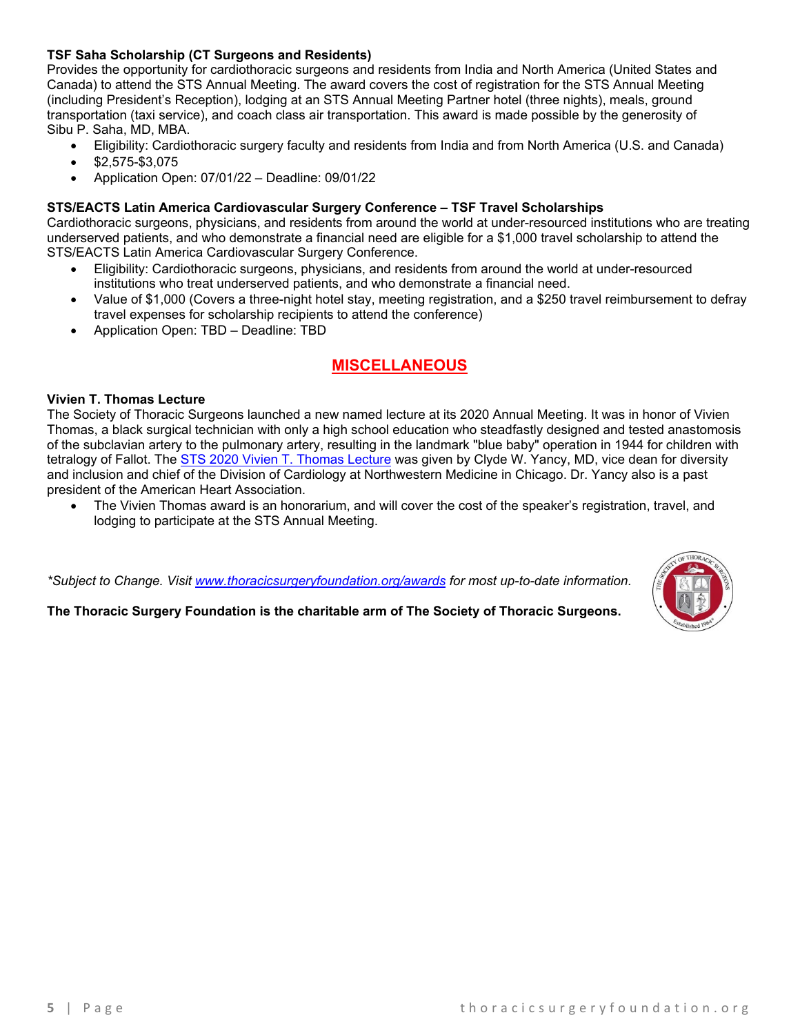**TSF Saha Scholarship (CT Surgeons and Residents)**
Provides the opportunity for cardiothoracic surgeons and residents from India and North America (United States and Canada) to attend the STS Annual Meeting. The award covers the cost of registration for the STS Annual Meeting (including President's Reception), lodging at an STS Annual Meeting Partner hotel (three nights), meals, ground transportation (taxi service), and coach class air transportation. This award is made possible by the generosity of Sibu P. Saha, MD, MBA.

- Eligibility: Cardiothoracic surgery faculty and residents from India and from North America (U.S. and Canada)
- $2,575-$3,075
- Application Open: 07/01/22 – Deadline: 09/01/22

**STS/EACTS Latin America Cardiovascular Surgery Conference – TSF Travel Scholarships**
Cardiothoracic surgeons, physicians, and residents from around the world at under-resourced institutions who are treating underserved patients, and who demonstrate a financial need are eligible for a $1,000 travel scholarship to attend the STS/EACTS Latin America Cardiovascular Surgery Conference.

- Eligibility: Cardiothoracic surgeons, physicians, and residents from around the world at under-resourced institutions who treat underserved patients, and who demonstrate a financial need.
- Value of $1,000 (Covers a three-night hotel stay, meeting registration, and a $250 travel reimbursement to defray travel expenses for scholarship recipients to attend the conference)
- Application Open: TBD – Deadline: TBD

## MISCELLANEOUS

**Vivien T. Thomas Lecture**
The Society of Thoracic Surgeons launched a new named lecture at its 2020 Annual Meeting. It was in honor of Vivien Thomas, a black surgical technician with only a high school education who steadfastly designed and tested anastomosis of the subclavian artery to the pulmonary artery, resulting in the landmark "blue baby" operation in 1944 for children with tetralogy of Fallot. The STS 2020 Vivien T. Thomas Lecture was given by Clyde W. Yancy, MD, vice dean for diversity and inclusion and chief of the Division of Cardiology at Northwestern Medicine in Chicago. Dr. Yancy also is a past president of the American Heart Association.

- The Vivien Thomas award is an honorarium, and will cover the cost of the speaker's registration, travel, and lodging to participate at the STS Annual Meeting.

*\*Subject to Change. Visit www.thoracicsurgeryfoundation.org/awards for most up-to-date information.*

**The Thoracic Surgery Foundation is the charitable arm of The Society of Thoracic Surgeons.**